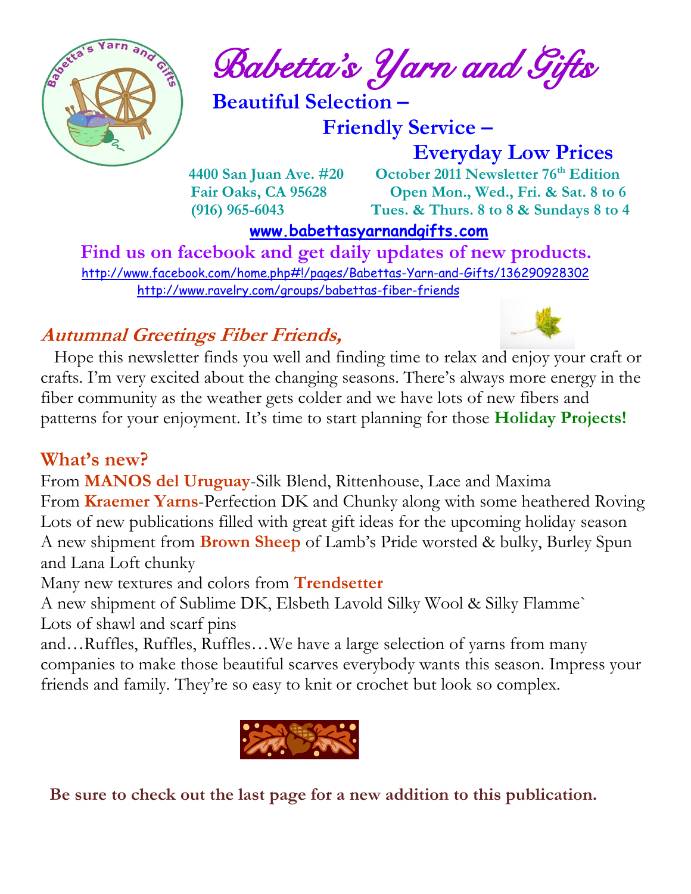# Babetta's Yarn and Gifts

**Beautiful Selection –**
**Friendly Service –**
**Everyday Low Prices**

**4400 San Juan Ave. #20**
**Fair Oaks, CA 95628**
**(916) 965-6043**

**October 2011 Newsletter 76th Edition**
**Open Mon., Wed., Fri. & Sat. 8 to 6**
**Tues. & Thurs. 8 to 8 & Sundays 8 to 4**

**www.babettasyarnandgifts.com**

**Find us on facebook and get daily updates of new products.**

http://www.facebook.com/home.php#!/pages/Babettas-Yarn-and-Gifts/136290928302

http://www.ravelry.com/groups/babettas-fiber-friends

## *Autumnal Greetings Fiber Friends,*

Hope this newsletter finds you well and finding time to relax and enjoy your craft or crafts. I'm very excited about the changing seasons. There's always more energy in the fiber community as the weather gets colder and we have lots of new fibers and patterns for your enjoyment. It's time to start planning for those **Holiday Projects!**

## What's new?

From **MANOS del Uruguay**-Silk Blend, Rittenhouse, Lace and Maxima
From **Kraemer Yarns**-Perfection DK and Chunky along with some heathered Roving
Lots of new publications filled with great gift ideas for the upcoming holiday season
A new shipment from **Brown Sheep** of Lamb's Pride worsted & bulky, Burley Spun and Lana Loft chunky
Many new textures and colors from **Trendsetter**
A new shipment of Sublime DK, Elsbeth Lavold Silky Wool & Silky Flamme`
Lots of shawl and scarf pins
and…Ruffles, Ruffles, Ruffles…We have a large selection of yarns from many companies to make those beautiful scarves everybody wants this season. Impress your friends and family. They're so easy to knit or crochet but look so complex.

**Be sure to check out the last page for a new addition to this publication.**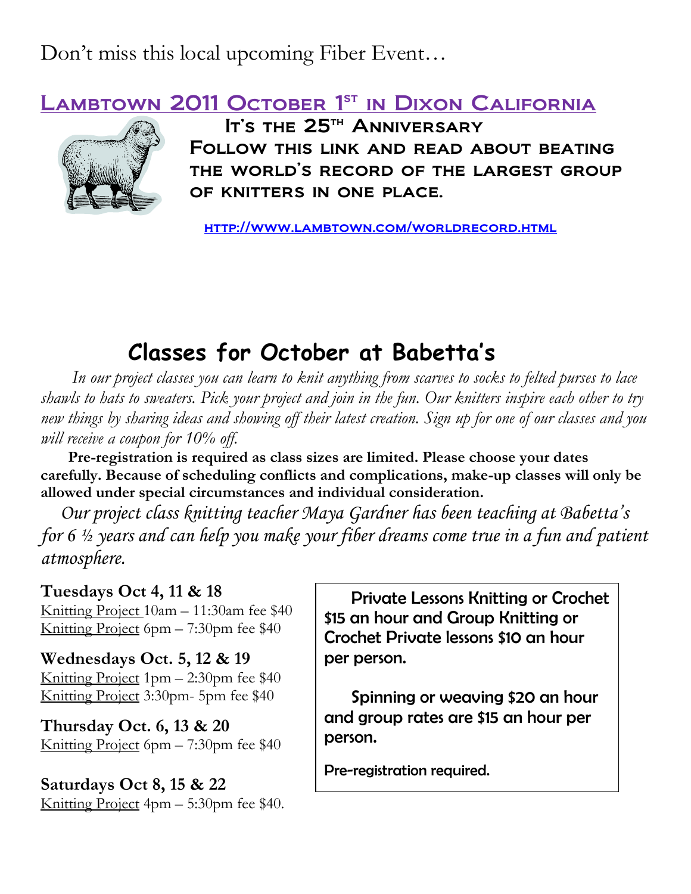Don't miss this local upcoming Fiber Event…

## Lambtown 2011 October 1st in Dixon California

**It's the 25th Anniversary**

**Follow this link and read about beating the world's record of the largest group of knitters in one place.**

http://www.lambtown.com/worldrecord.html

# Classes for October at Babetta's

*In our project classes you can learn to knit anything from scarves to socks to felted purses to lace shawls to hats to sweaters. Pick your project and join in the fun. Our knitters inspire each other to try new things by sharing ideas and showing off their latest creation. Sign up for one of our classes and you will receive a coupon for 10% off.*

**Pre-registration is required as class sizes are limited. Please choose your dates carefully. Because of scheduling conflicts and complications, make-up classes will only be allowed under special circumstances and individual consideration.**

*Our project class knitting teacher Maya Gardner has been teaching at Babetta's for 6 ½ years and can help you make your fiber dreams come true in a fun and patient atmosphere.*

**Tuesdays Oct 4, 11 & 18**
Knitting Project 10am – 11:30am fee $40
Knitting Project 6pm – 7:30pm fee $40

**Wednesdays Oct. 5, 12 & 19**
Knitting Project 1pm – 2:30pm fee $40
Knitting Project 3:30pm- 5pm fee $40

**Thursday Oct. 6, 13 & 20**
Knitting Project 6pm – 7:30pm fee $40

**Saturdays Oct 8, 15 & 22**
Knitting Project 4pm – 5:30pm fee $40.

Private Lessons Knitting or Crochet $15 an hour and Group Knitting or Crochet Private lessons $10 an hour per person.

Spinning or weaving $20 an hour and group rates are $15 an hour per person.

Pre-registration required.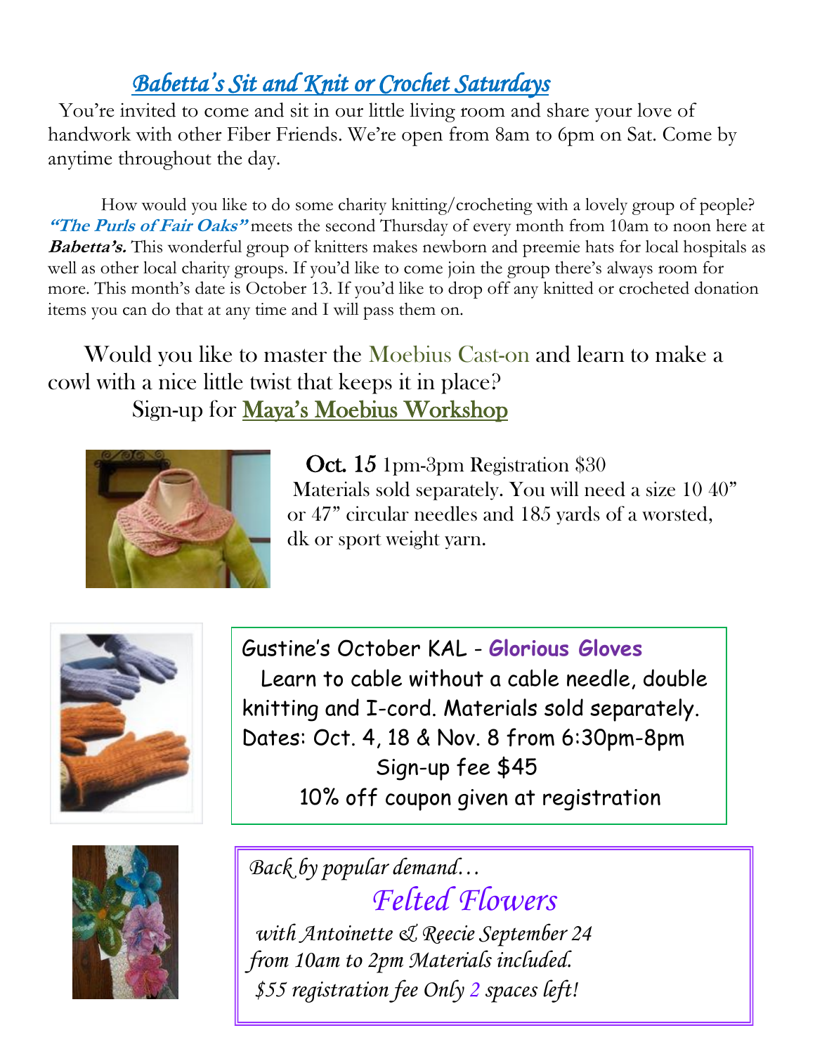## *Babetta's Sit and Knit or Crochet Saturdays*

You're invited to come and sit in our little living room and share your love of handwork with other Fiber Friends. We're open from 8am to 6pm on Sat. Come by anytime throughout the day.

How would you like to do some charity knitting/crocheting with a lovely group of people? ***"The Purls of Fair Oaks"*** meets the second Thursday of every month from 10am to noon here at ***Babetta's.*** This wonderful group of knitters makes newborn and preemie hats for local hospitals as well as other local charity groups. If you'd like to come join the group there's always room for more. This month's date is October 13. If you'd like to drop off any knitted or crocheted donation items you can do that at any time and I will pass them on.

Would you like to master the Moebius Cast-on and learn to make a cowl with a nice little twist that keeps it in place?

Sign-up for **Maya's Moebius Workshop**

**Oct. 15** 1pm-3pm Registration $30

Materials sold separately. You will need a size 10 40" or 47" circular needles and 185 yards of a worsted, dk or sport weight yarn.

Gustine's October KAL - **Glorious Gloves**

Learn to cable without a cable needle, double knitting and I-cord. Materials sold separately.

Dates: Oct. 4, 18 & Nov. 8 from 6:30pm-8pm

Sign-up fee $45

10% off coupon given at registration

*Back by popular demand…*

*Felted Flowers*

*with Antoinette & Reecie September 24 from 10am to 2pm Materials included. $55 registration fee Only 2 spaces left!*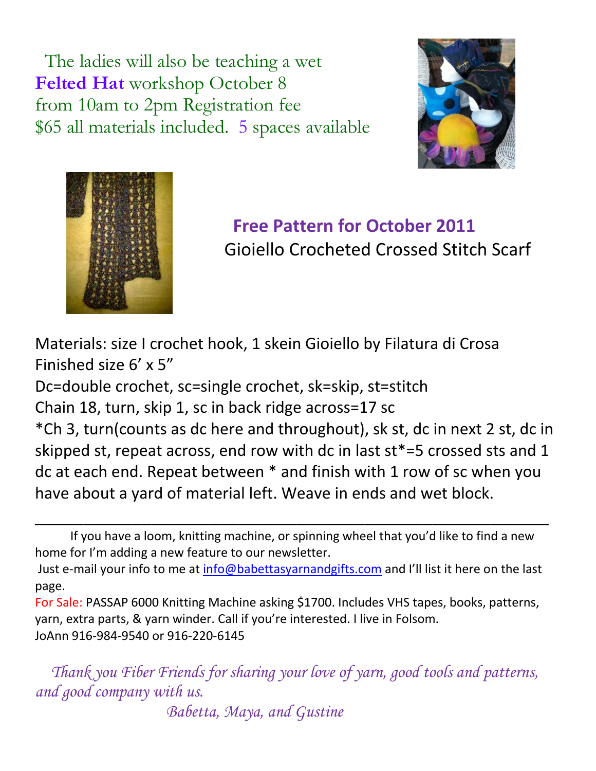The ladies will also be teaching a wet **Felted Hat** workshop October 8 from 10am to 2pm Registration fee $65 all materials included. 5 spaces available

## Free Pattern for October 2011

### Gioiello Crocheted Crossed Stitch Scarf

Materials: size I crochet hook, 1 skein Gioiello by Filatura di Crosa

Finished size 6' x 5"

Dc=double crochet, sc=single crochet, sk=skip, st=stitch

Chain 18, turn, skip 1, sc in back ridge across=17 sc

*Ch 3, turn(counts as dc here and throughout), sk st, dc in next 2 st, dc in skipped st, repeat across, end row with dc in last st*=5 crossed sts and 1 dc at each end. Repeat between * and finish with 1 row of sc when you have about a yard of material left. Weave in ends and wet block.

---

If you have a loom, knitting machine, or spinning wheel that you'd like to find a new home for I'm adding a new feature to our newsletter.

Just e-mail your info to me at info@babettasyarnandgifts.com and I'll list it here on the last page.

For Sale: PASSAP 6000 Knitting Machine asking $1700. Includes VHS tapes, books, patterns, yarn, extra parts, & yarn winder. Call if you're interested. I live in Folsom.
JoAnn 916-984-9540 or 916-220-6145

*Thank you Fiber Friends for sharing your love of yarn, good tools and patterns, and good company with us.*

*Babetta, Maya, and Gustine*